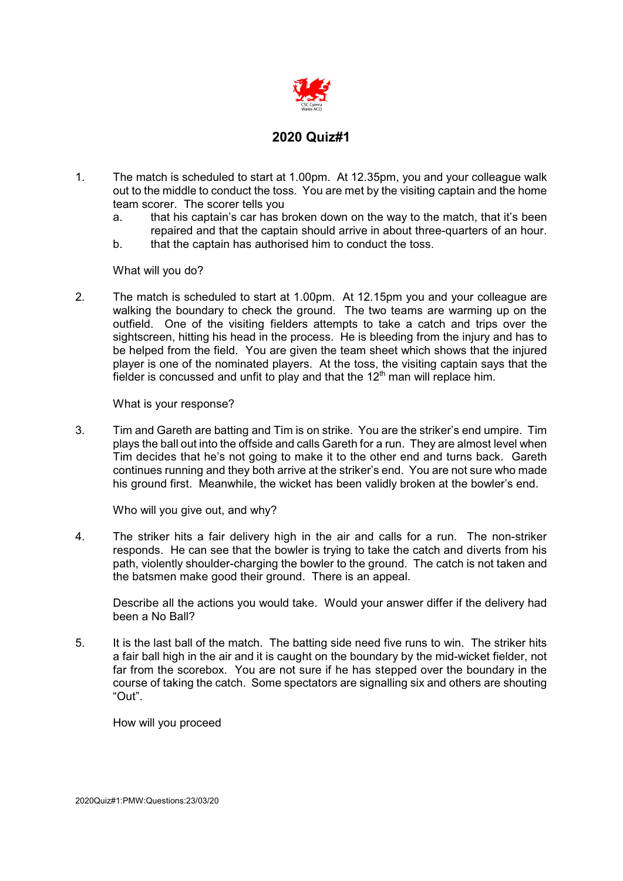# 2020 Quiz#1

1. The match is scheduled to start at 1.00pm. At 12.35pm, you and your colleague walk out to the middle to conduct the toss. You are met by the visiting captain and the home team scorer. The scorer tells you
   a. that his captain's car has broken down on the way to the match, that it's been repaired and that the captain should arrive in about three-quarters of an hour.
   b. that the captain has authorised him to conduct the toss.

   What will you do?

2. The match is scheduled to start at 1.00pm. At 12.15pm you and your colleague are walking the boundary to check the ground. The two teams are warming up on the outfield. One of the visiting fielders attempts to take a catch and trips over the sightscreen, hitting his head in the process. He is bleeding from the injury and has to be helped from the field. You are given the team sheet which shows that the injured player is one of the nominated players. At the toss, the visiting captain says that the fielder is concussed and unfit to play and that the 12th man will replace him.

   What is your response?

3. Tim and Gareth are batting and Tim is on strike. You are the striker's end umpire. Tim plays the ball out into the offside and calls Gareth for a run. They are almost level when Tim decides that he's not going to make it to the other end and turns back. Gareth continues running and they both arrive at the striker's end. You are not sure who made his ground first. Meanwhile, the wicket has been validly broken at the bowler's end.

   Who will you give out, and why?

4. The striker hits a fair delivery high in the air and calls for a run. The non-striker responds. He can see that the bowler is trying to take the catch and diverts from his path, violently shoulder-charging the bowler to the ground. The catch is not taken and the batsmen make good their ground. There is an appeal.

   Describe all the actions you would take. Would your answer differ if the delivery had been a No Ball?

5. It is the last ball of the match. The batting side need five runs to win. The striker hits a fair ball high in the air and it is caught on the boundary by the mid-wicket fielder, not far from the scorebox. You are not sure if he has stepped over the boundary in the course of taking the catch. Some spectators are signalling six and others are shouting "Out".

   How will you proceed

2020Quiz#1:PMW:Questions:23/03/20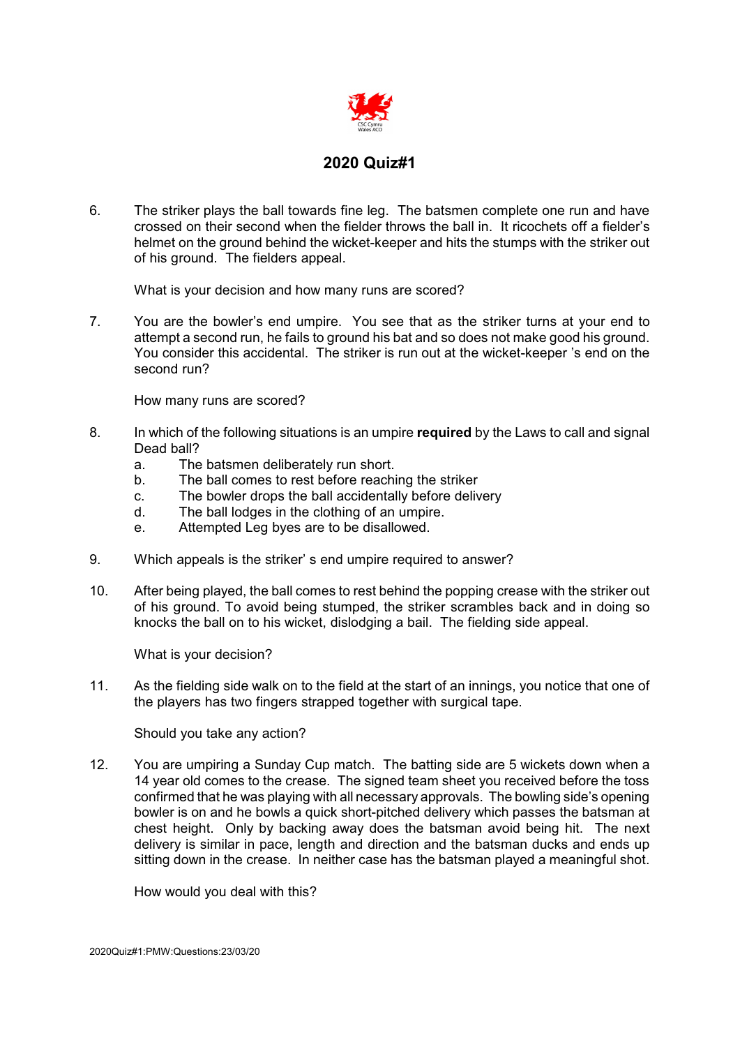## 2020 Quiz#1

6. The striker plays the ball towards fine leg. The batsmen complete one run and have crossed on their second when the fielder throws the ball in. It ricochets off a fielder's helmet on the ground behind the wicket-keeper and hits the stumps with the striker out of his ground. The fielders appeal.

   What is your decision and how many runs are scored?

7. You are the bowler's end umpire. You see that as the striker turns at your end to attempt a second run, he fails to ground his bat and so does not make good his ground. You consider this accidental. The striker is run out at the wicket-keeper 's end on the second run?

   How many runs are scored?

8. In which of the following situations is an umpire **required** by the Laws to call and signal Dead ball?
   a. The batsmen deliberately run short.
   b. The ball comes to rest before reaching the striker
   c. The bowler drops the ball accidentally before delivery
   d. The ball lodges in the clothing of an umpire.
   e. Attempted Leg byes are to be disallowed.

9. Which appeals is the striker' s end umpire required to answer?

10. After being played, the ball comes to rest behind the popping crease with the striker out of his ground. To avoid being stumped, the striker scrambles back and in doing so knocks the ball on to his wicket, dislodging a bail. The fielding side appeal.

    What is your decision?

11. As the fielding side walk on to the field at the start of an innings, you notice that one of the players has two fingers strapped together with surgical tape.

    Should you take any action?

12. You are umpiring a Sunday Cup match. The batting side are 5 wickets down when a 14 year old comes to the crease. The signed team sheet you received before the toss confirmed that he was playing with all necessary approvals. The bowling side's opening bowler is on and he bowls a quick short-pitched delivery which passes the batsman at chest height. Only by backing away does the batsman avoid being hit. The next delivery is similar in pace, length and direction and the batsman ducks and ends up sitting down in the crease. In neither case has the batsman played a meaningful shot.

    How would you deal with this?

2020Quiz#1:PMW:Questions:23/03/20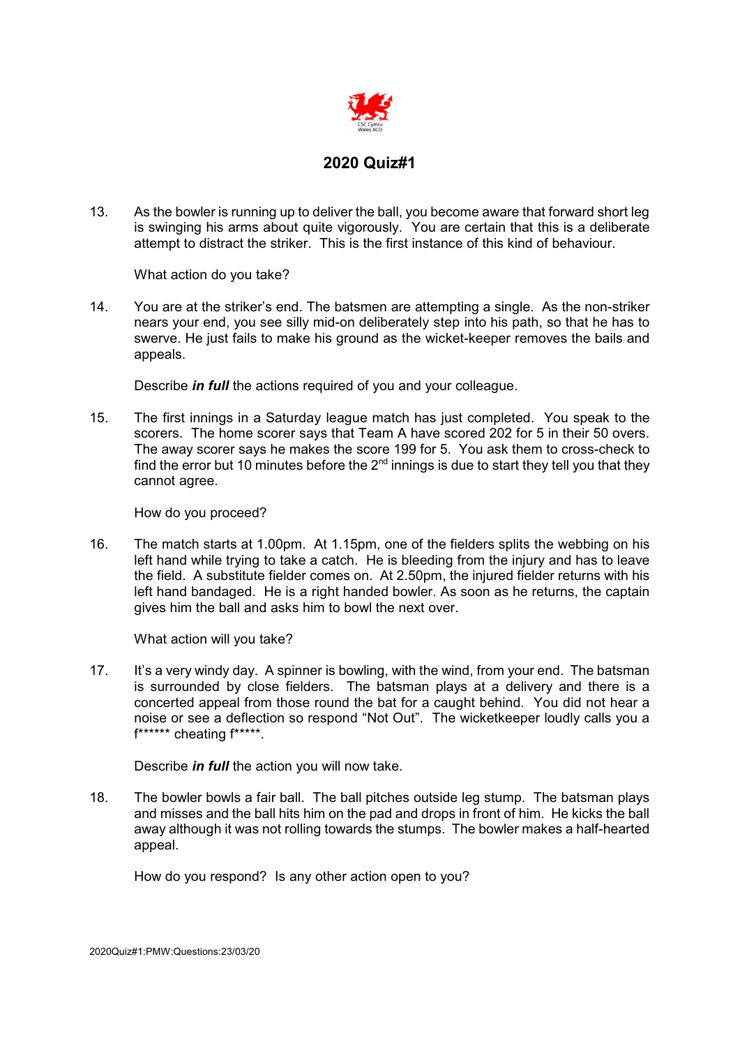## 2020 Quiz#1

13. As the bowler is running up to deliver the ball, you become aware that forward short leg is swinging his arms about quite vigorously. You are certain that this is a deliberate attempt to distract the striker. This is the first instance of this kind of behaviour.

    What action do you take?

14. You are at the striker's end. The batsmen are attempting a single. As the non-striker nears your end, you see silly mid-on deliberately step into his path, so that he has to swerve. He just fails to make his ground as the wicket-keeper removes the bails and appeals.

    Describe ***in full*** the actions required of you and your colleague.

15. The first innings in a Saturday league match has just completed. You speak to the scorers. The home scorer says that Team A have scored 202 for 5 in their 50 overs. The away scorer says he makes the score 199 for 5. You ask them to cross-check to find the error but 10 minutes before the 2nd innings is due to start they tell you that they cannot agree.

    How do you proceed?

16. The match starts at 1.00pm. At 1.15pm, one of the fielders splits the webbing on his left hand while trying to take a catch. He is bleeding from the injury and has to leave the field. A substitute fielder comes on. At 2.50pm, the injured fielder returns with his left hand bandaged. He is a right handed bowler. As soon as he returns, the captain gives him the ball and asks him to bowl the next over.

    What action will you take?

17. It's a very windy day. A spinner is bowling, with the wind, from your end. The batsman is surrounded by close fielders. The batsman plays at a delivery and there is a concerted appeal from those round the bat for a caught behind. You did not hear a noise or see a deflection so respond "Not Out". The wicketkeeper loudly calls you a f****** cheating f*****.

    Describe ***in full*** the action you will now take.

18. The bowler bowls a fair ball. The ball pitches outside leg stump. The batsman plays and misses and the ball hits him on the pad and drops in front of him. He kicks the ball away although it was not rolling towards the stumps. The bowler makes a half-hearted appeal.

    How do you respond? Is any other action open to you?

2020Quiz#1:PMW:Questions:23/03/20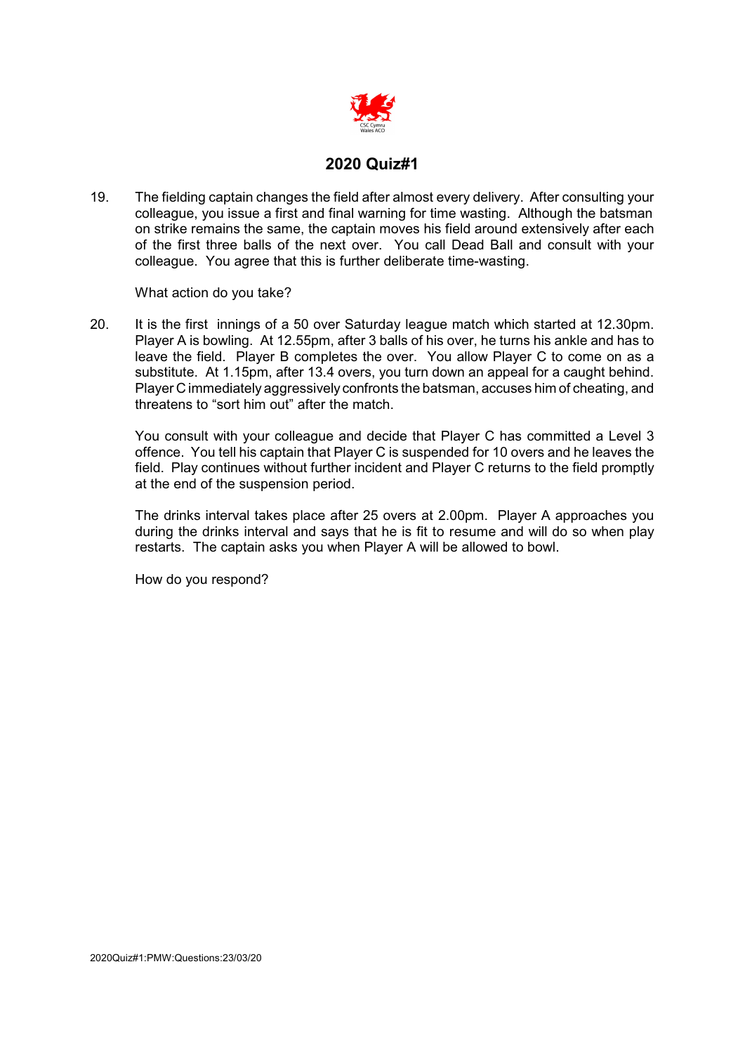## 2020 Quiz#1

19. The fielding captain changes the field after almost every delivery. After consulting your colleague, you issue a first and final warning for time wasting. Although the batsman on strike remains the same, the captain moves his field around extensively after each of the first three balls of the next over. You call Dead Ball and consult with your colleague. You agree that this is further deliberate time-wasting.

    What action do you take?

20. It is the first innings of a 50 over Saturday league match which started at 12.30pm. Player A is bowling. At 12.55pm, after 3 balls of his over, he turns his ankle and has to leave the field. Player B completes the over. You allow Player C to come on as a substitute. At 1.15pm, after 13.4 overs, you turn down an appeal for a caught behind. Player C immediately aggressively confronts the batsman, accuses him of cheating, and threatens to "sort him out" after the match.

    You consult with your colleague and decide that Player C has committed a Level 3 offence. You tell his captain that Player C is suspended for 10 overs and he leaves the field. Play continues without further incident and Player C returns to the field promptly at the end of the suspension period.

    The drinks interval takes place after 25 overs at 2.00pm. Player A approaches you during the drinks interval and says that he is fit to resume and will do so when play restarts. The captain asks you when Player A will be allowed to bowl.

    How do you respond?